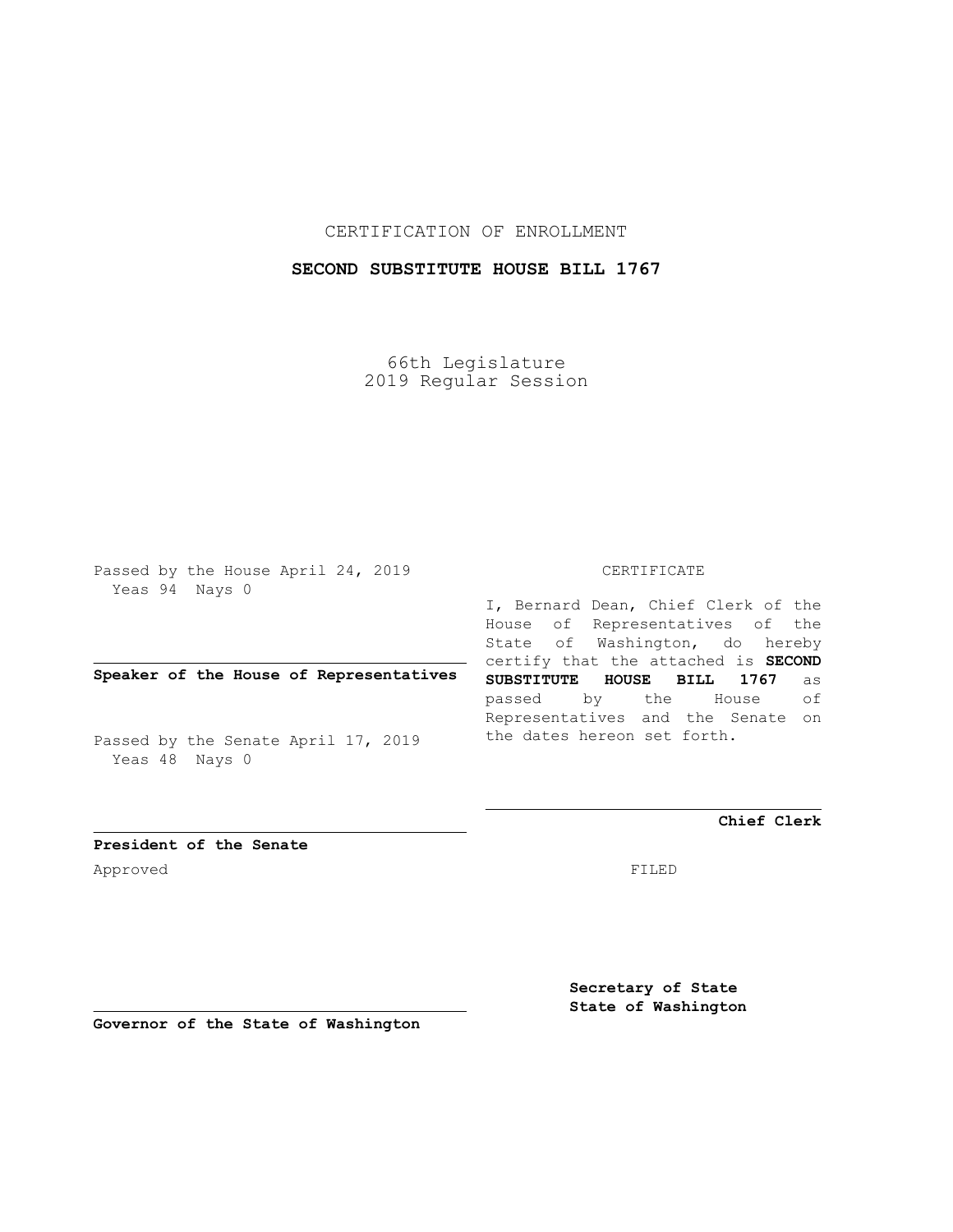CERTIFICATION OF ENROLLMENT

**SECOND SUBSTITUTE HOUSE BILL 1767**

66th Legislature
2019 Regular Session

Passed by the House April 24, 2019
Yeas 94 Nays 0

**Speaker of the House of Representatives**

Passed by the Senate April 17, 2019
Yeas 48 Nays 0

**President of the Senate**

Approved

**Governor of the State of Washington**

CERTIFICATE

I, Bernard Dean, Chief Clerk of the House of Representatives of the State of Washington, do hereby certify that the attached is **SECOND SUBSTITUTE HOUSE BILL 1767** as passed by the House of Representatives and the Senate on the dates hereon set forth.

**Chief Clerk**

FILED

**Secretary of State**
**State of Washington**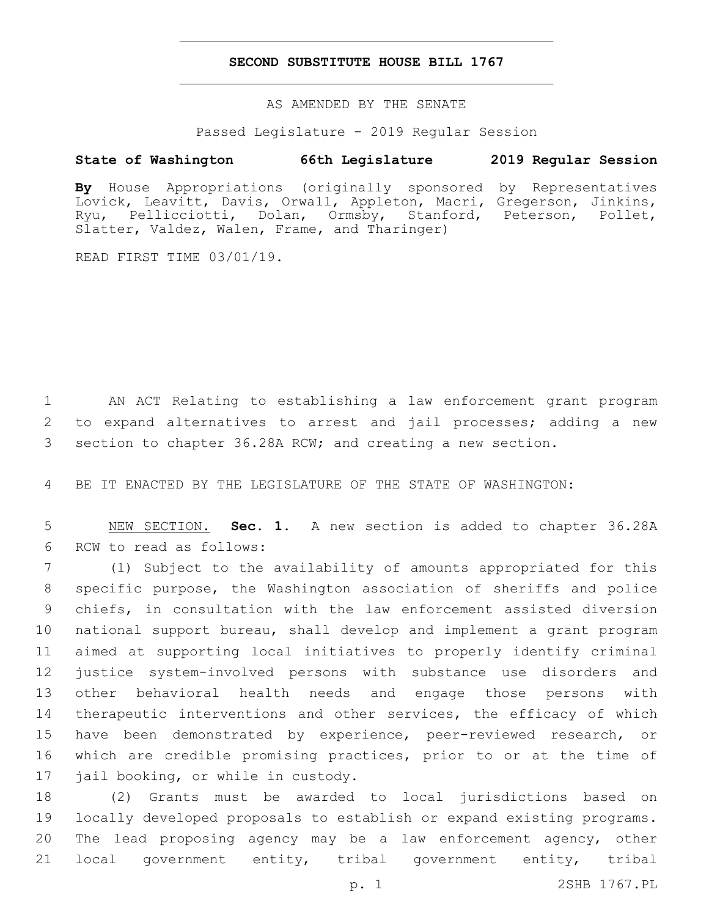# SECOND SUBSTITUTE HOUSE BILL 1767

AS AMENDED BY THE SENATE

Passed Legislature - 2019 Regular Session

**State of Washington 66th Legislature 2019 Regular Session**

**By** House Appropriations (originally sponsored by Representatives Lovick, Leavitt, Davis, Orwall, Appleton, Macri, Gregerson, Jinkins, Ryu, Pellicciotti, Dolan, Ormsby, Stanford, Peterson, Pollet, Slatter, Valdez, Walen, Frame, and Tharinger)

READ FIRST TIME 03/01/19.

1 AN ACT Relating to establishing a law enforcement grant program
2 to expand alternatives to arrest and jail processes; adding a new
3 section to chapter 36.28A RCW; and creating a new section.

4 BE IT ENACTED BY THE LEGISLATURE OF THE STATE OF WASHINGTON:

5 NEW SECTION. **Sec. 1.** A new section is added to chapter 36.28A
6 RCW to read as follows:

7 (1) Subject to the availability of amounts appropriated for this
8 specific purpose, the Washington association of sheriffs and police
9 chiefs, in consultation with the law enforcement assisted diversion
10 national support bureau, shall develop and implement a grant program
11 aimed at supporting local initiatives to properly identify criminal
12 justice system-involved persons with substance use disorders and
13 other behavioral health needs and engage those persons with
14 therapeutic interventions and other services, the efficacy of which
15 have been demonstrated by experience, peer-reviewed research, or
16 which are credible promising practices, prior to or at the time of
17 jail booking, or while in custody.

18 (2) Grants must be awarded to local jurisdictions based on
19 locally developed proposals to establish or expand existing programs.
20 The lead proposing agency may be a law enforcement agency, other
21 local government entity, tribal government entity, tribal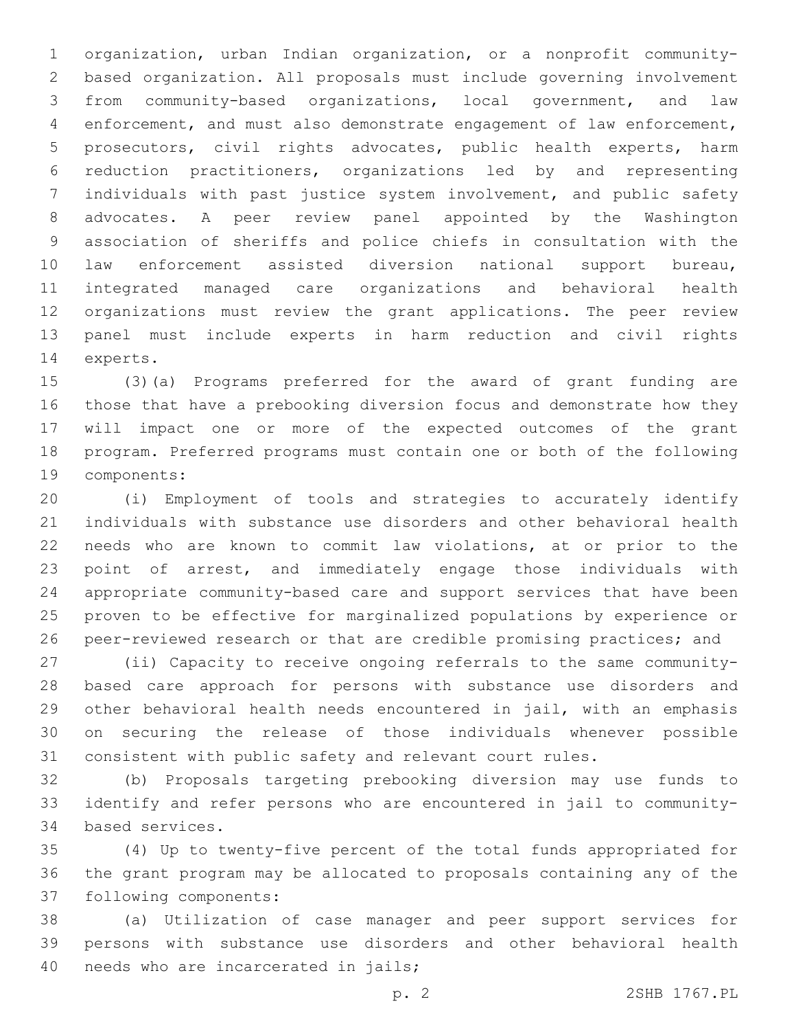organization, urban Indian organization, or a nonprofit community-based organization. All proposals must include governing involvement from community-based organizations, local government, and law enforcement, and must also demonstrate engagement of law enforcement, prosecutors, civil rights advocates, public health experts, harm reduction practitioners, organizations led by and representing individuals with past justice system involvement, and public safety advocates. A peer review panel appointed by the Washington association of sheriffs and police chiefs in consultation with the law enforcement assisted diversion national support bureau, integrated managed care organizations and behavioral health organizations must review the grant applications. The peer review panel must include experts in harm reduction and civil rights experts.

(3)(a) Programs preferred for the award of grant funding are those that have a prebooking diversion focus and demonstrate how they will impact one or more of the expected outcomes of the grant program. Preferred programs must contain one or both of the following components:

(i) Employment of tools and strategies to accurately identify individuals with substance use disorders and other behavioral health needs who are known to commit law violations, at or prior to the point of arrest, and immediately engage those individuals with appropriate community-based care and support services that have been proven to be effective for marginalized populations by experience or peer-reviewed research or that are credible promising practices; and

(ii) Capacity to receive ongoing referrals to the same community-based care approach for persons with substance use disorders and other behavioral health needs encountered in jail, with an emphasis on securing the release of those individuals whenever possible consistent with public safety and relevant court rules.

(b) Proposals targeting prebooking diversion may use funds to identify and refer persons who are encountered in jail to community-based services.

(4) Up to twenty-five percent of the total funds appropriated for the grant program may be allocated to proposals containing any of the following components:

(a) Utilization of case manager and peer support services for persons with substance use disorders and other behavioral health needs who are incarcerated in jails;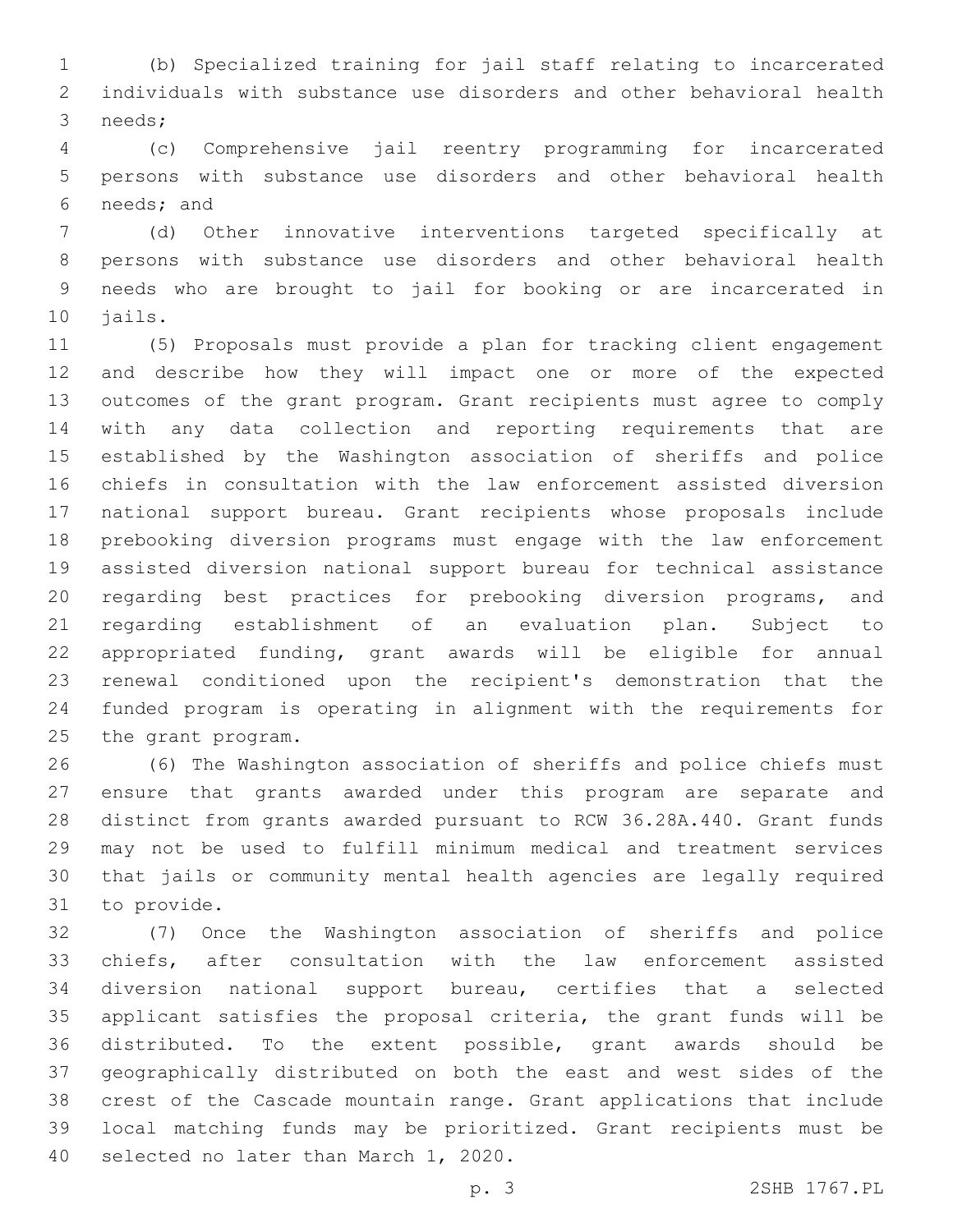(b) Specialized training for jail staff relating to incarcerated individuals with substance use disorders and other behavioral health needs;

(c) Comprehensive jail reentry programming for incarcerated persons with substance use disorders and other behavioral health needs; and

(d) Other innovative interventions targeted specifically at persons with substance use disorders and other behavioral health needs who are brought to jail for booking or are incarcerated in jails.

(5) Proposals must provide a plan for tracking client engagement and describe how they will impact one or more of the expected outcomes of the grant program. Grant recipients must agree to comply with any data collection and reporting requirements that are established by the Washington association of sheriffs and police chiefs in consultation with the law enforcement assisted diversion national support bureau. Grant recipients whose proposals include prebooking diversion programs must engage with the law enforcement assisted diversion national support bureau for technical assistance regarding best practices for prebooking diversion programs, and regarding establishment of an evaluation plan. Subject to appropriated funding, grant awards will be eligible for annual renewal conditioned upon the recipient's demonstration that the funded program is operating in alignment with the requirements for the grant program.

(6) The Washington association of sheriffs and police chiefs must ensure that grants awarded under this program are separate and distinct from grants awarded pursuant to RCW 36.28A.440. Grant funds may not be used to fulfill minimum medical and treatment services that jails or community mental health agencies are legally required to provide.

(7) Once the Washington association of sheriffs and police chiefs, after consultation with the law enforcement assisted diversion national support bureau, certifies that a selected applicant satisfies the proposal criteria, the grant funds will be distributed. To the extent possible, grant awards should be geographically distributed on both the east and west sides of the crest of the Cascade mountain range. Grant applications that include local matching funds may be prioritized. Grant recipients must be selected no later than March 1, 2020.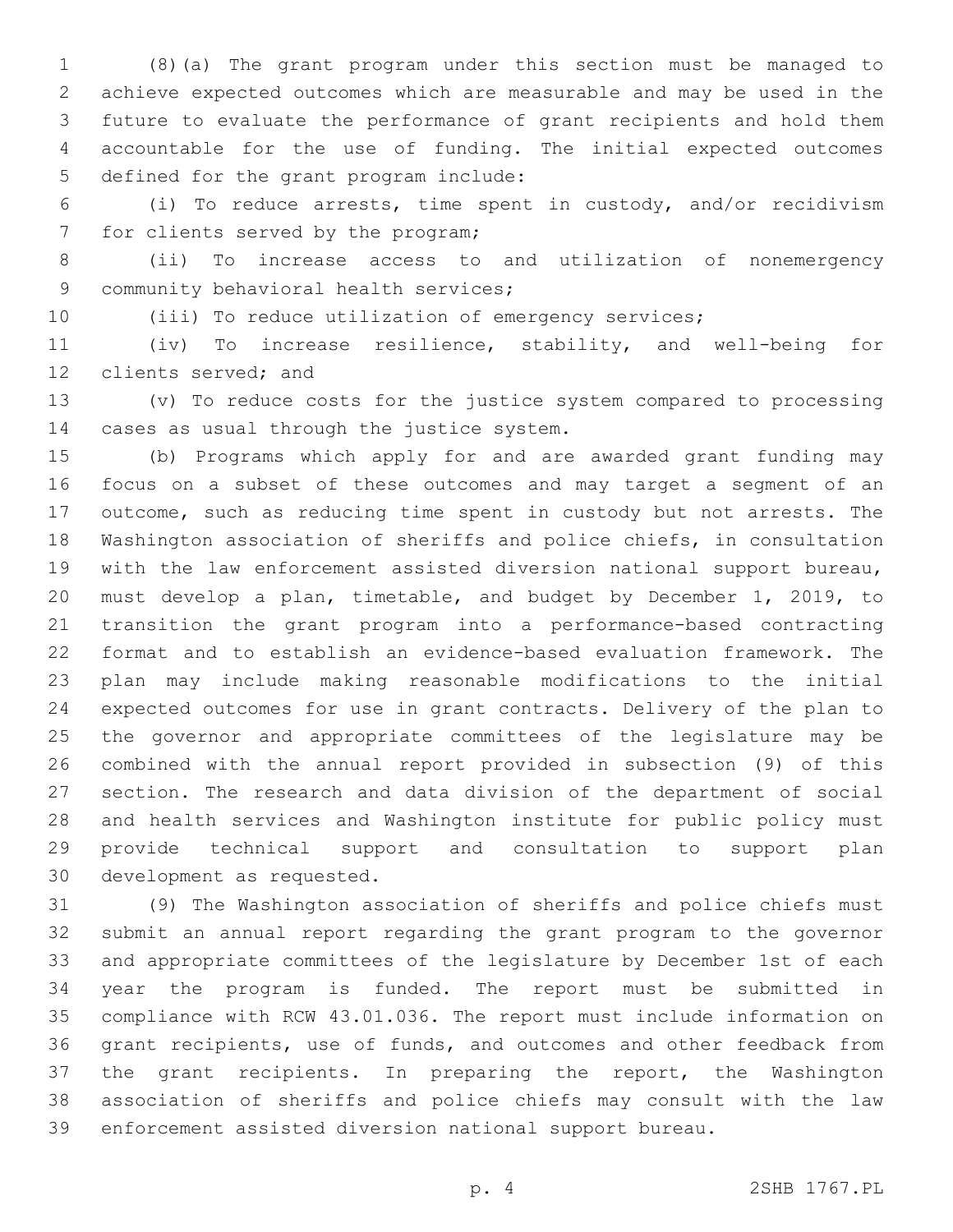(8)(a) The grant program under this section must be managed to achieve expected outcomes which are measurable and may be used in the future to evaluate the performance of grant recipients and hold them accountable for the use of funding. The initial expected outcomes defined for the grant program include:

(i) To reduce arrests, time spent in custody, and/or recidivism for clients served by the program;

(ii) To increase access to and utilization of nonemergency community behavioral health services;

(iii) To reduce utilization of emergency services;

(iv) To increase resilience, stability, and well-being for clients served; and

(v) To reduce costs for the justice system compared to processing cases as usual through the justice system.

(b) Programs which apply for and are awarded grant funding may focus on a subset of these outcomes and may target a segment of an outcome, such as reducing time spent in custody but not arrests. The Washington association of sheriffs and police chiefs, in consultation with the law enforcement assisted diversion national support bureau, must develop a plan, timetable, and budget by December 1, 2019, to transition the grant program into a performance-based contracting format and to establish an evidence-based evaluation framework. The plan may include making reasonable modifications to the initial expected outcomes for use in grant contracts. Delivery of the plan to the governor and appropriate committees of the legislature may be combined with the annual report provided in subsection (9) of this section. The research and data division of the department of social and health services and Washington institute for public policy must provide technical support and consultation to support plan development as requested.

(9) The Washington association of sheriffs and police chiefs must submit an annual report regarding the grant program to the governor and appropriate committees of the legislature by December 1st of each year the program is funded. The report must be submitted in compliance with RCW 43.01.036. The report must include information on grant recipients, use of funds, and outcomes and other feedback from the grant recipients. In preparing the report, the Washington association of sheriffs and police chiefs may consult with the law enforcement assisted diversion national support bureau.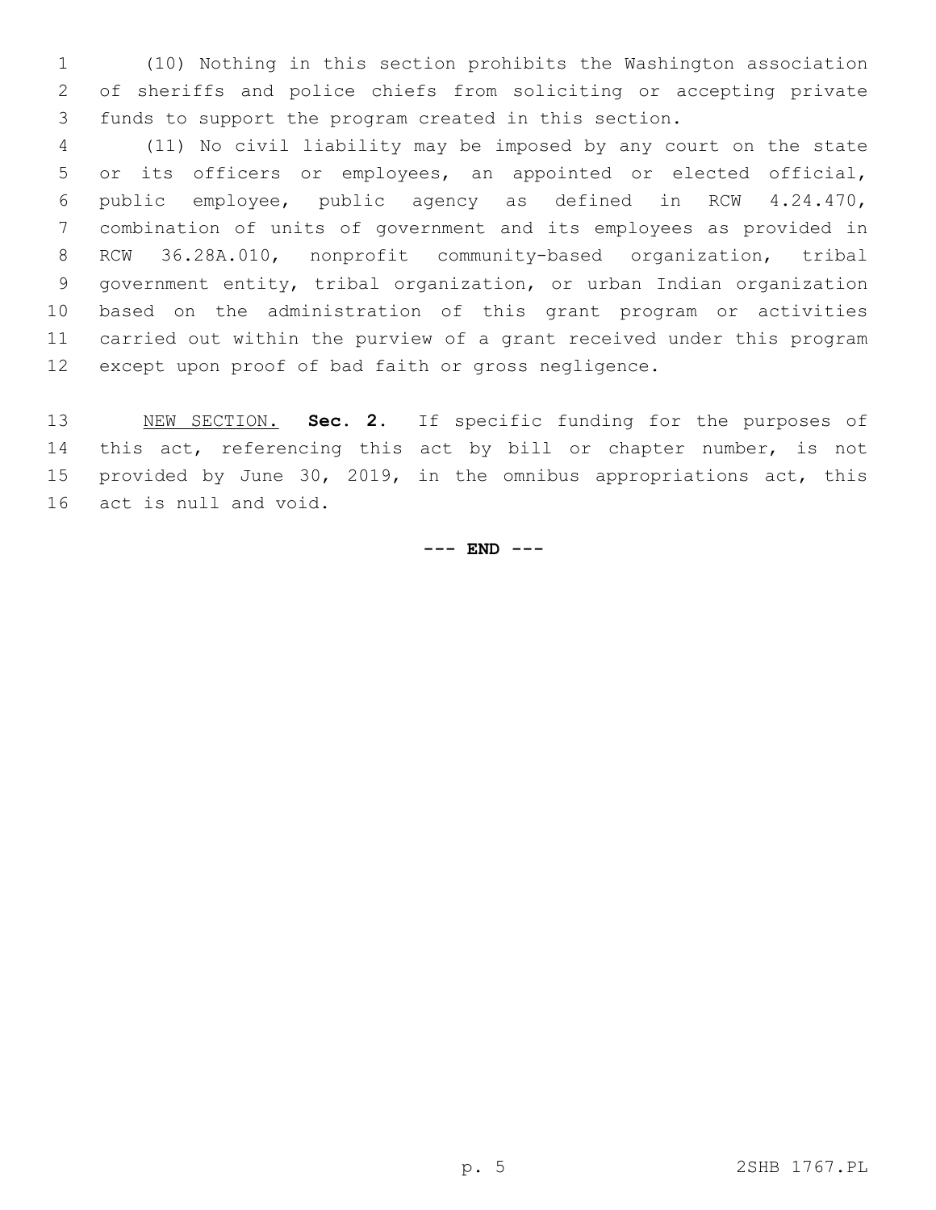(10) Nothing in this section prohibits the Washington association of sheriffs and police chiefs from soliciting or accepting private funds to support the program created in this section.

(11) No civil liability may be imposed by any court on the state or its officers or employees, an appointed or elected official, public employee, public agency as defined in RCW 4.24.470, combination of units of government and its employees as provided in RCW 36.28A.010, nonprofit community-based organization, tribal government entity, tribal organization, or urban Indian organization based on the administration of this grant program or activities carried out within the purview of a grant received under this program except upon proof of bad faith or gross negligence.

NEW SECTION. **Sec. 2.** If specific funding for the purposes of this act, referencing this act by bill or chapter number, is not provided by June 30, 2019, in the omnibus appropriations act, this act is null and void.

**--- END ---**